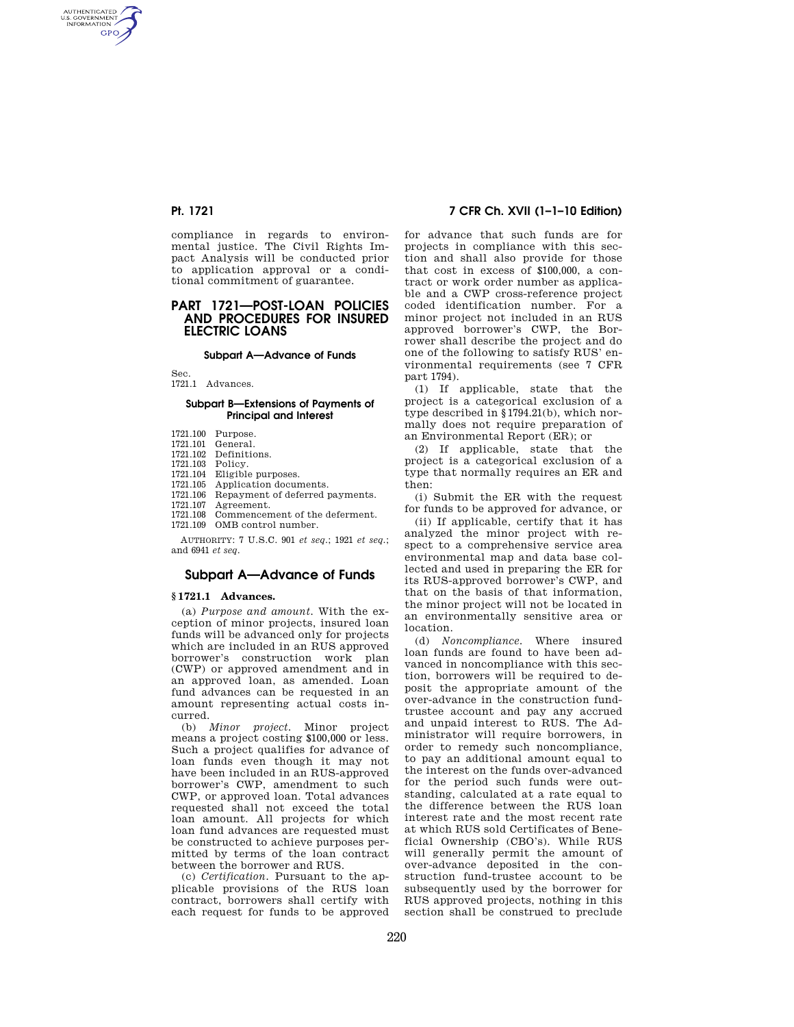compliance in regards to environmental justice. The Civil Rights Impact Analysis will be conducted prior to application approval or a conditional commitment of guarantee.

# PART 1721—POST-LOAN POLICIES AND PROCEDURES FOR INSURED ELECTRIC LOANS

### Subpart A—Advance of Funds

Sec.
1721.1 Advances.

### Subpart B—Extensions of Payments of Principal and Interest

1721.100 Purpose.
1721.101 General.
1721.102 Definitions.
1721.103 Policy.
1721.104 Eligible purposes.
1721.105 Application documents.
1721.106 Repayment of deferred payments.
1721.107 Agreement.
1721.108 Commencement of the deferment.
1721.109 OMB control number.

AUTHORITY: 7 U.S.C. 901 *et seq.*; 1921 *et seq.*; and 6941 *et seq.*

## Subpart A—Advance of Funds

### § 1721.1 Advances.

(a) *Purpose and amount.* With the exception of minor projects, insured loan funds will be advanced only for projects which are included in an RUS approved borrower's construction work plan (CWP) or approved amendment and in an approved loan, as amended. Loan fund advances can be requested in an amount representing actual costs incurred.

(b) *Minor project.* Minor project means a project costing $100,000 or less. Such a project qualifies for advance of loan funds even though it may not have been included in an RUS-approved borrower's CWP, amendment to such CWP, or approved loan. Total advances requested shall not exceed the total loan amount. All projects for which loan fund advances are requested must be constructed to achieve purposes permitted by terms of the loan contract between the borrower and RUS.

(c) *Certification.* Pursuant to the applicable provisions of the RUS loan contract, borrowers shall certify with each request for funds to be approved for advance that such funds are for projects in compliance with this section and shall also provide for those that cost in excess of $100,000, a contract or work order number as applicable and a CWP cross-reference project coded identification number. For a minor project not included in an RUS approved borrower's CWP, the Borrower shall describe the project and do one of the following to satisfy RUS' environmental requirements (see 7 CFR part 1794).

(1) If applicable, state that the project is a categorical exclusion of a type described in §1794.21(b), which normally does not require preparation of an Environmental Report (ER); or

(2) If applicable, state that the project is a categorical exclusion of a type that normally requires an ER and then:

(i) Submit the ER with the request for funds to be approved for advance, or

(ii) If applicable, certify that it has analyzed the minor project with respect to a comprehensive service area environmental map and data base collected and used in preparing the ER for its RUS-approved borrower's CWP, and that on the basis of that information, the minor project will not be located in an environmentally sensitive area or location.

(d) *Noncompliance.* Where insured loan funds are found to have been advanced in noncompliance with this section, borrowers will be required to deposit the appropriate amount of the over-advance in the construction fund-trustee account and pay any accrued and unpaid interest to RUS. The Administrator will require borrowers, in order to remedy such noncompliance, to pay an additional amount equal to the interest on the funds over-advanced for the period such funds were outstanding, calculated at a rate equal to the difference between the RUS loan interest rate and the most recent rate at which RUS sold Certificates of Beneficial Ownership (CBO's). While RUS will generally permit the amount of over-advance deposited in the construction fund-trustee account to be subsequently used by the borrower for RUS approved projects, nothing in this section shall be construed to preclude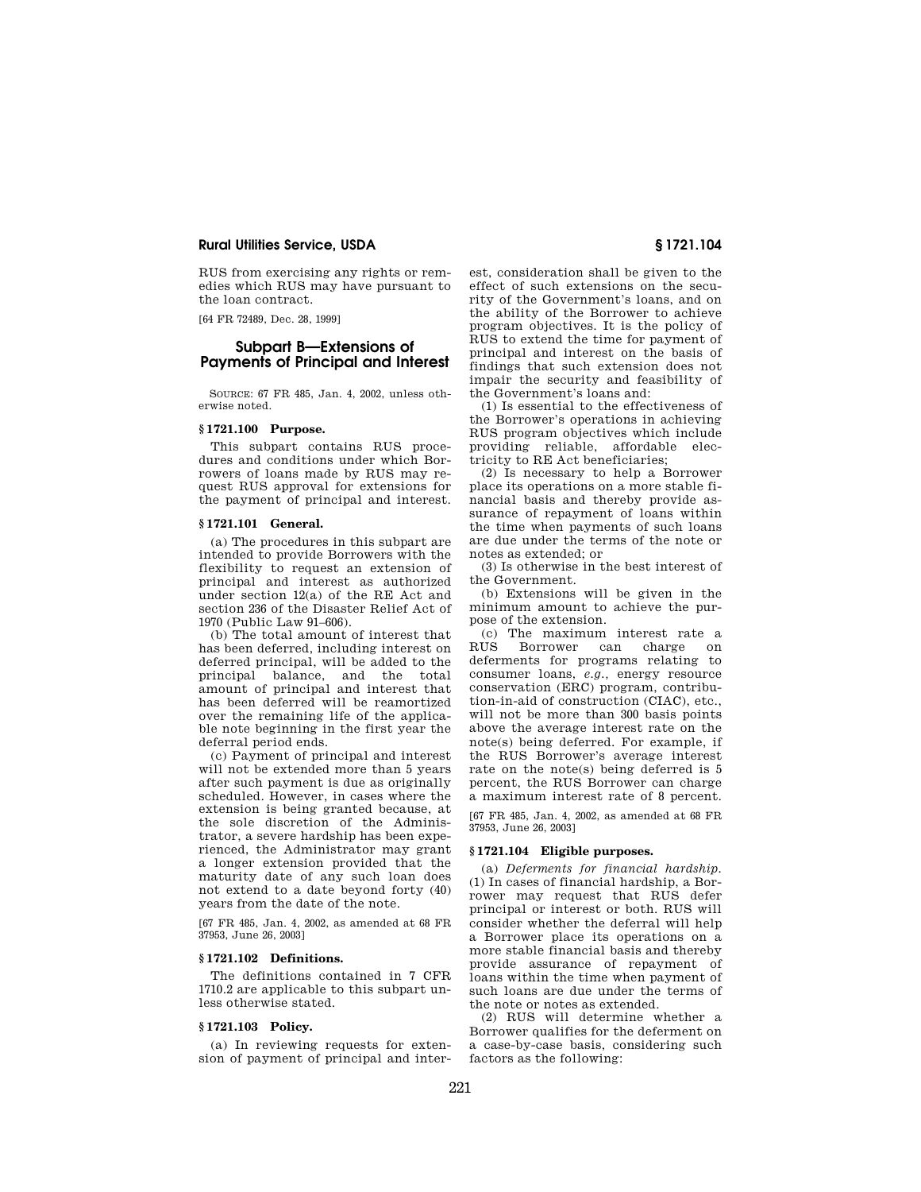RUS from exercising any rights or remedies which RUS may have pursuant to the loan contract.

[64 FR 72489, Dec. 28, 1999]

## Subpart B—Extensions of Payments of Principal and Interest

SOURCE: 67 FR 485, Jan. 4, 2002, unless otherwise noted.

### § 1721.100 Purpose.

This subpart contains RUS procedures and conditions under which Borrowers of loans made by RUS may request RUS approval for extensions for the payment of principal and interest.

### § 1721.101 General.

(a) The procedures in this subpart are intended to provide Borrowers with the flexibility to request an extension of principal and interest as authorized under section 12(a) of the RE Act and section 236 of the Disaster Relief Act of 1970 (Public Law 91–606).

(b) The total amount of interest that has been deferred, including interest on deferred principal, will be added to the principal balance, and the total amount of principal and interest that has been deferred will be reamortized over the remaining life of the applicable note beginning in the first year the deferral period ends.

(c) Payment of principal and interest will not be extended more than 5 years after such payment is due as originally scheduled. However, in cases where the extension is being granted because, at the sole discretion of the Administrator, a severe hardship has been experienced, the Administrator may grant a longer extension provided that the maturity date of any such loan does not extend to a date beyond forty (40) years from the date of the note.

[67 FR 485, Jan. 4, 2002, as amended at 68 FR 37953, June 26, 2003]

### § 1721.102 Definitions.

The definitions contained in 7 CFR 1710.2 are applicable to this subpart unless otherwise stated.

### § 1721.103 Policy.

(a) In reviewing requests for extension of payment of principal and interest, consideration shall be given to the effect of such extensions on the security of the Government's loans, and on the ability of the Borrower to achieve program objectives. It is the policy of RUS to extend the time for payment of principal and interest on the basis of findings that such extension does not impair the security and feasibility of the Government's loans and:

(1) Is essential to the effectiveness of the Borrower's operations in achieving RUS program objectives which include providing reliable, affordable electricity to RE Act beneficiaries;

(2) Is necessary to help a Borrower place its operations on a more stable financial basis and thereby provide assurance of repayment of loans within the time when payments of such loans are due under the terms of the note or notes as extended; or

(3) Is otherwise in the best interest of the Government.

(b) Extensions will be given in the minimum amount to achieve the purpose of the extension.

(c) The maximum interest rate a RUS Borrower can charge on deferments for programs relating to consumer loans, *e.g.*, energy resource conservation (ERC) program, contribution-in-aid of construction (CIAC), etc., will not be more than 300 basis points above the average interest rate on the note(s) being deferred. For example, if the RUS Borrower's average interest rate on the note(s) being deferred is 5 percent, the RUS Borrower can charge a maximum interest rate of 8 percent.

[67 FR 485, Jan. 4, 2002, as amended at 68 FR 37953, June 26, 2003]

### § 1721.104 Eligible purposes.

(a) *Deferments for financial hardship.* (1) In cases of financial hardship, a Borrower may request that RUS defer principal or interest or both. RUS will consider whether the deferral will help a Borrower place its operations on a more stable financial basis and thereby provide assurance of repayment of loans within the time when payment of such loans are due under the terms of the note or notes as extended.

(2) RUS will determine whether a Borrower qualifies for the deferment on a case-by-case basis, considering such factors as the following: